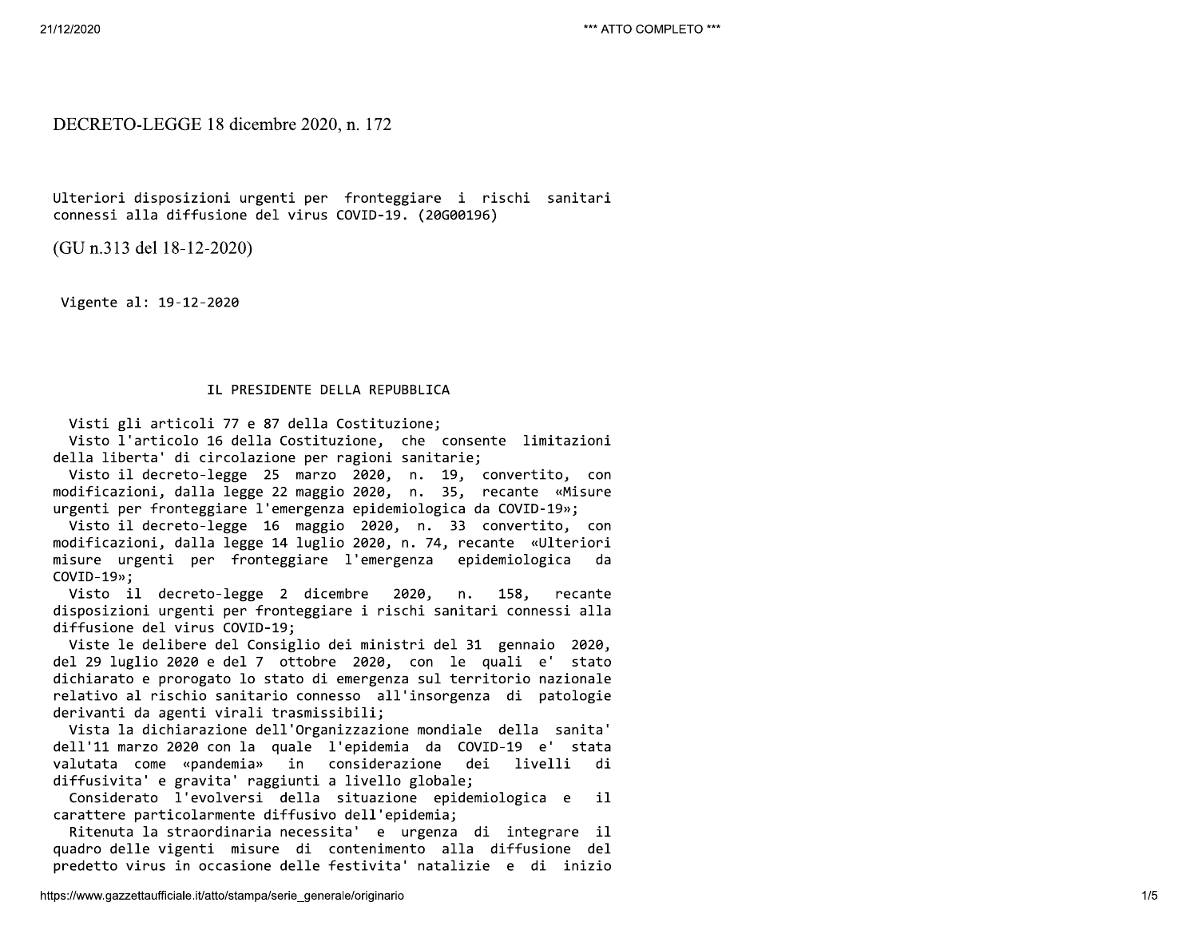# DECRETO-LEGGE 18 dicembre 2020, n. 172

Ulteriori disposizioni urgenti per fronteggiare i rischi sanitari connessi alla diffusione del virus COVID-19. (20G00196)

(GU n.313 del 18-12-2020)

Vigente al: 19-12-2020

## IL PRESIDENTE DELLA REPUBBLICA

Visti gli articoli 77 e 87 della Costituzione;

Visto l'articolo 16 della Costituzione, che consente limitazioni della liberta' di circolazione per ragioni sanitarie;

Visto il decreto-legge 25 marzo 2020, n. 19, convertito, con modificazioni, dalla legge 22 maggio 2020, n. 35, recante «Misure urgenti per fronteggiare l'emergenza epidemiologica da COVID-19»;

Visto il decreto-legge 16 maggio 2020, n. 33 convertito, con modificazioni, dalla legge 14 luglio 2020, n. 74, recante «Ulteriori misure urgenti per fronteggiare l'emergenza epidemiologica da COVID-19»;

Visto il decreto-legge 2 dicembre 2020, n. 158, recante disposizioni urgenti per fronteggiare i rischi sanitari connessi alla diffusione del virus COVID-19;

Viste le delibere del Consiglio dei ministri del 31 gennaio 2020, del 29 luglio 2020 e del 7 ottobre 2020, con le quali e' stato dichiarato e prorogato lo stato di emergenza sul territorio nazionale relativo al rischio sanitario connesso all'insorgenza di patologie derivanti da agenti virali trasmissibili;

Vista la dichiarazione dell'Organizzazione mondiale della sanita' dell'11 marzo 2020 con la quale l'epidemia da COVID-19 e' stata valutata come «pandemia» in considerazione dei livelli di diffusivita' e gravita' raggiunti a livello globale;

Considerato l'evolversi della situazione epidemiologica e il carattere particolarmente diffusivo dell'epidemia;

Ritenuta la straordinaria necessita' e urgenza di integrare il quadro delle vigenti misure di contenimento alla diffusione del predetto virus in occasione delle festivita' natalizie e di inizio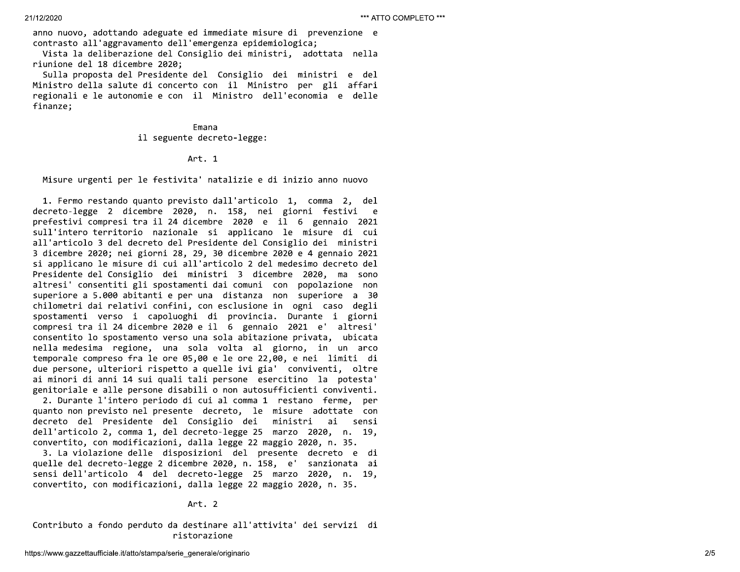anno nuovo, adottando adeguate ed immediate misure di prevenzione e contrasto all'aggravamento dell'emergenza epidemiologica;

Vista la deliberazione del Consiglio dei ministri, adottata nella riunione del 18 dicembre 2020;

Sulla proposta del Presidente del Consiglio dei ministri e del Ministro della salute di concerto con il Ministro per gli affari regionali e le autonomie e con il Ministro dell'economia e delle finanze;

Emana
il seguente decreto-legge:

## Art. 1

### Misure urgenti per le festivita' natalizie e di inizio anno nuovo

1. Fermo restando quanto previsto dall'articolo 1, comma 2, del decreto-legge 2 dicembre 2020, n. 158, nei giorni festivi e prefestivi compresi tra il 24 dicembre 2020 e il 6 gennaio 2021 sull'intero territorio nazionale si applicano le misure di cui all'articolo 3 del decreto del Presidente del Consiglio dei ministri 3 dicembre 2020; nei giorni 28, 29, 30 dicembre 2020 e 4 gennaio 2021 si applicano le misure di cui all'articolo 2 del medesimo decreto del Presidente del Consiglio dei ministri 3 dicembre 2020, ma sono altresi' consentiti gli spostamenti dai comuni con popolazione non superiore a 5.000 abitanti e per una distanza non superiore a 30 chilometri dai relativi confini, con esclusione in ogni caso degli spostamenti verso i capoluoghi di provincia. Durante i giorni compresi tra il 24 dicembre 2020 e il 6 gennaio 2021 e' altresi' consentito lo spostamento verso una sola abitazione privata, ubicata nella medesima regione, una sola volta al giorno, in un arco temporale compreso fra le ore 05,00 e le ore 22,00, e nei limiti di due persone, ulteriori rispetto a quelle ivi gia' conviventi, oltre ai minori di anni 14 sui quali tali persone esercitino la potesta' genitoriale e alle persone disabili o non autosufficienti conviventi.

2. Durante l'intero periodo di cui al comma 1 restano ferme, per quanto non previsto nel presente decreto, le misure adottate con decreto del Presidente del Consiglio dei ministri ai sensi dell'articolo 2, comma 1, del decreto-legge 25 marzo 2020, n. 19, convertito, con modificazioni, dalla legge 22 maggio 2020, n. 35.

3. La violazione delle disposizioni del presente decreto e di quelle del decreto-legge 2 dicembre 2020, n. 158, e' sanzionata ai sensi dell'articolo 4 del decreto-legge 25 marzo 2020, n. 19, convertito, con modificazioni, dalla legge 22 maggio 2020, n. 35.

## Art. 2

### Contributo a fondo perduto da destinare all'attivita' dei servizi di ristorazione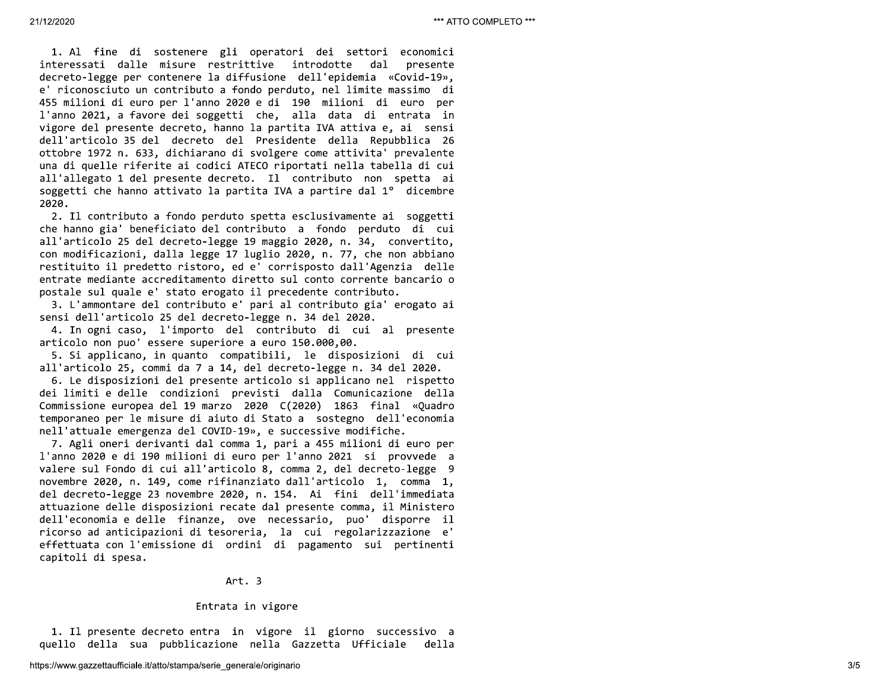1. Al fine di sostenere gli operatori dei settori economici interessati dalle misure restrittive introdotte dal presente decreto-legge per contenere la diffusione dell'epidemia «Covid-19», e' riconosciuto un contributo a fondo perduto, nel limite massimo di 455 milioni di euro per l'anno 2020 e di 190 milioni di euro per l'anno 2021, a favore dei soggetti che, alla data di entrata in vigore del presente decreto, hanno la partita IVA attiva e, ai sensi dell'articolo 35 del decreto del Presidente della Repubblica 26 ottobre 1972 n. 633, dichiarano di svolgere come attivita' prevalente una di quelle riferite ai codici ATECO riportati nella tabella di cui all'allegato 1 del presente decreto. Il contributo non spetta ai soggetti che hanno attivato la partita IVA a partire dal 1° dicembre 2020.

2. Il contributo a fondo perduto spetta esclusivamente ai soggetti che hanno gia' beneficiato del contributo a fondo perduto di cui all'articolo 25 del decreto-legge 19 maggio 2020, n. 34, convertito, con modificazioni, dalla legge 17 luglio 2020, n. 77, che non abbiano restituito il predetto ristoro, ed e' corrisposto dall'Agenzia delle entrate mediante accreditamento diretto sul conto corrente bancario o postale sul quale e' stato erogato il precedente contributo.

3. L'ammontare del contributo e' pari al contributo gia' erogato ai sensi dell'articolo 25 del decreto-legge n. 34 del 2020.

4. In ogni caso, l'importo del contributo di cui al presente articolo non puo' essere superiore a euro 150.000,00.

5. Si applicano, in quanto compatibili, le disposizioni di cui all'articolo 25, commi da 7 a 14, del decreto-legge n. 34 del 2020.

6. Le disposizioni del presente articolo si applicano nel rispetto dei limiti e delle condizioni previsti dalla Comunicazione della Commissione europea del 19 marzo 2020 C(2020) 1863 final «Quadro temporaneo per le misure di aiuto di Stato a sostegno dell'economia nell'attuale emergenza del COVID-19», e successive modifiche.

7. Agli oneri derivanti dal comma 1, pari a 455 milioni di euro per l'anno 2020 e di 190 milioni di euro per l'anno 2021 si provvede a valere sul Fondo di cui all'articolo 8, comma 2, del decreto-legge 9 novembre 2020, n. 149, come rifinanziato dall'articolo 1, comma 1, del decreto-legge 23 novembre 2020, n. 154. Ai fini dell'immediata attuazione delle disposizioni recate dal presente comma, il Ministero dell'economia e delle finanze, ove necessario, puo' disporre il ricorso ad anticipazioni di tesoreria, la cui regolarizzazione e' effettuata con l'emissione di ordini di pagamento sui pertinenti capitoli di spesa.

## Art. 3

### Entrata in vigore

1. Il presente decreto entra in vigore il giorno successivo a quello della sua pubblicazione nella Gazzetta Ufficiale della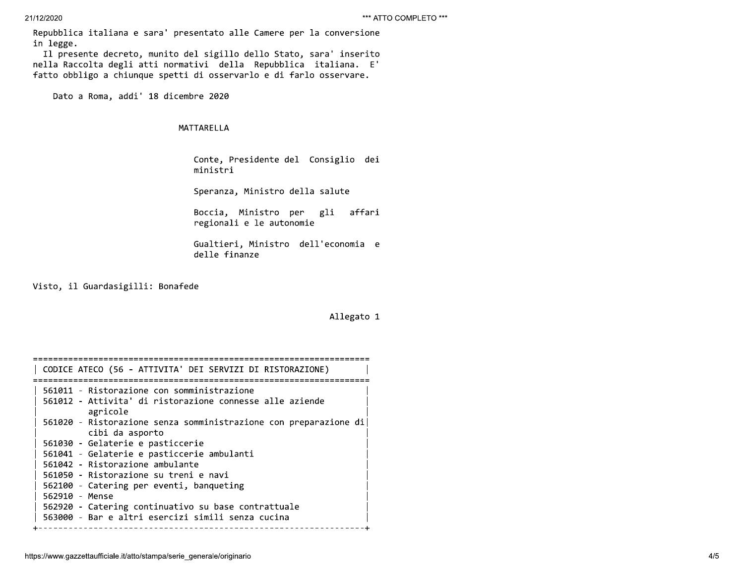Repubblica italiana e sara' presentato alle Camere per la conversione in legge.

Il presente decreto, munito del sigillo dello Stato, sara' inserito nella Raccolta degli atti normativi della Repubblica italiana. E' fatto obbligo a chiunque spetti di osservarlo e di farlo osservare.

Dato a Roma, addi' 18 dicembre 2020

MATTARELLA

Conte, Presidente del Consiglio dei ministri

Speranza, Ministro della salute

Boccia, Ministro per gli affari regionali e le autonomie

Gualtieri, Ministro dell'economia e delle finanze

Visto, il Guardasigilli: Bonafede

Allegato 1

| CODICE ATECO (56 - ATTIVITA' DEI SERVIZI DI RISTORAZIONE) |
| --- |
| 561011 - Ristorazione con somministrazione |
| 561012 - Attivita' di ristorazione connesse alle aziende agricole |
| 561020 - Ristorazione senza somministrazione con preparazione di cibi da asporto |
| 561030 - Gelaterie e pasticcerie |
| 561041 - Gelaterie e pasticcerie ambulanti |
| 561042 - Ristorazione ambulante |
| 561050 - Ristorazione su treni e navi |
| 562100 - Catering per eventi, banqueting |
| 562910 - Mense |
| 562920 - Catering continuativo su base contrattuale |
| 563000 - Bar e altri esercizi simili senza cucina |